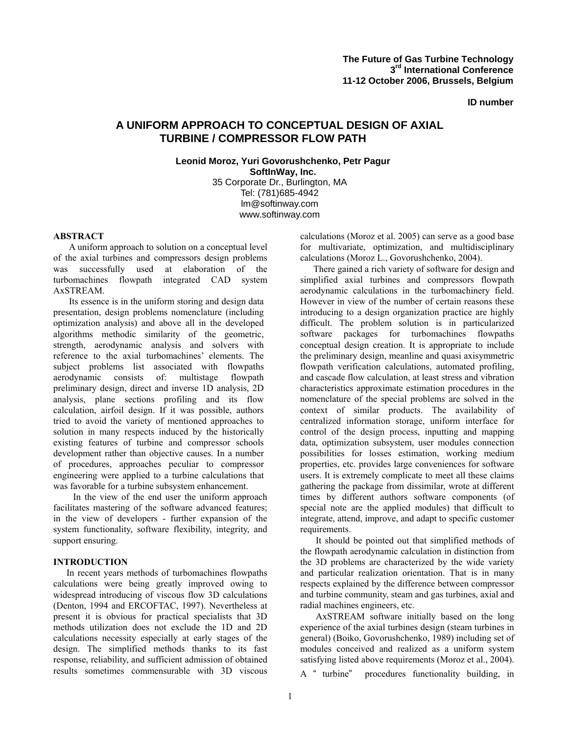**The Future of Gas Turbine Technology**
**3rd International Conference**
**11-12 October 2006, Brussels, Belgium**

**ID number**

# A UNIFORM APPROACH TO CONCEPTUAL DESIGN OF AXIAL TURBINE / COMPRESSOR FLOW PATH

**Leonid Moroz, Yuri Govorushchenko, Petr Pagur**
**SoftInWay, Inc.**
35 Corporate Dr., Burlington, MA
Tel: (781)685-4942
lm@softinway.com
www.softinway.com

## ABSTRACT

A uniform approach to solution on a conceptual level of the axial turbines and compressors design problems was successfully used at elaboration of the turbomachines flowpath integrated CAD system AxSTREAM.

Its essence is in the uniform storing and design data presentation, design problems nomenclature (including optimization analysis) and above all in the developed algorithms methodic similarity of the geometric, strength, aerodynamic analysis and solvers with reference to the axial turbomachines' elements. The subject problems list associated with flowpaths aerodynamic consists of: multistage flowpath preliminary design, direct and inverse 1D analysis, 2D analysis, plane sections profiling and its flow calculation, airfoil design. If it was possible, authors tried to avoid the variety of mentioned approaches to solution in many respects induced by the historically existing features of turbine and compressor schools development rather than objective causes. In a number of procedures, approaches peculiar to compressor engineering were applied to a turbine calculations that was favorable for a turbine subsystem enhancement.

In the view of the end user the uniform approach facilitates mastering of the software advanced features; in the view of developers - further expansion of the system functionality, software flexibility, integrity, and support ensuring.

## INTRODUCTION

In recent years methods of turbomachines flowpaths calculations were being greatly improved owing to widespread introducing of viscous flow 3D calculations (Denton, 1994 and ERCOFTAC, 1997). Nevertheless at present it is obvious for practical specialists that 3D methods utilization does not exclude the 1D and 2D calculations necessity especially at early stages of the design. The simplified methods thanks to its fast response, reliability, and sufficient admission of obtained results sometimes commensurable with 3D viscous calculations (Moroz et al. 2005) can serve as a good base for multivariate, optimization, and multidisciplinary calculations (Moroz L., Govorushchenko, 2004).

There gained a rich variety of software for design and simplified axial turbines and compressors flowpath aerodynamic calculations in the turbomachinery field. However in view of the number of certain reasons these introducing to a design organization practice are highly difficult. The problem solution is in particularized software packages for turbomachines flowpaths conceptual design creation. It is appropriate to include the preliminary design, meanline and quasi axisymmetric flowpath verification calculations, automated profiling, and cascade flow calculation, at least stress and vibration characteristics approximate estimation procedures in the nomenclature of the special problems are solved in the context of similar products. The availability of centralized information storage, uniform interface for control of the design process, inputting and mapping data, optimization subsystem, user modules connection possibilities for losses estimation, working medium properties, etc. provides large conveniences for software users. It is extremely complicate to meet all these claims gathering the package from dissimilar, wrote at different times by different authors software components (of special note are the applied modules) that difficult to integrate, attend, improve, and adapt to specific customer requirements.

It should be pointed out that simplified methods of the flowpath aerodynamic calculation in distinction from the 3D problems are characterized by the wide variety and particular realization orientation. That is in many respects explained by the difference between compressor and turbine community, steam and gas turbines, axial and radial machines engineers, etc.

AxSTREAM software initially based on the long experience of the axial turbines design (steam turbines in general) (Boiko, Govorushchenko, 1989) including set of modules conceived and realized as a uniform system satisfying listed above requirements (Moroz et al., 2004).

A " turbine" procedures functionality building, in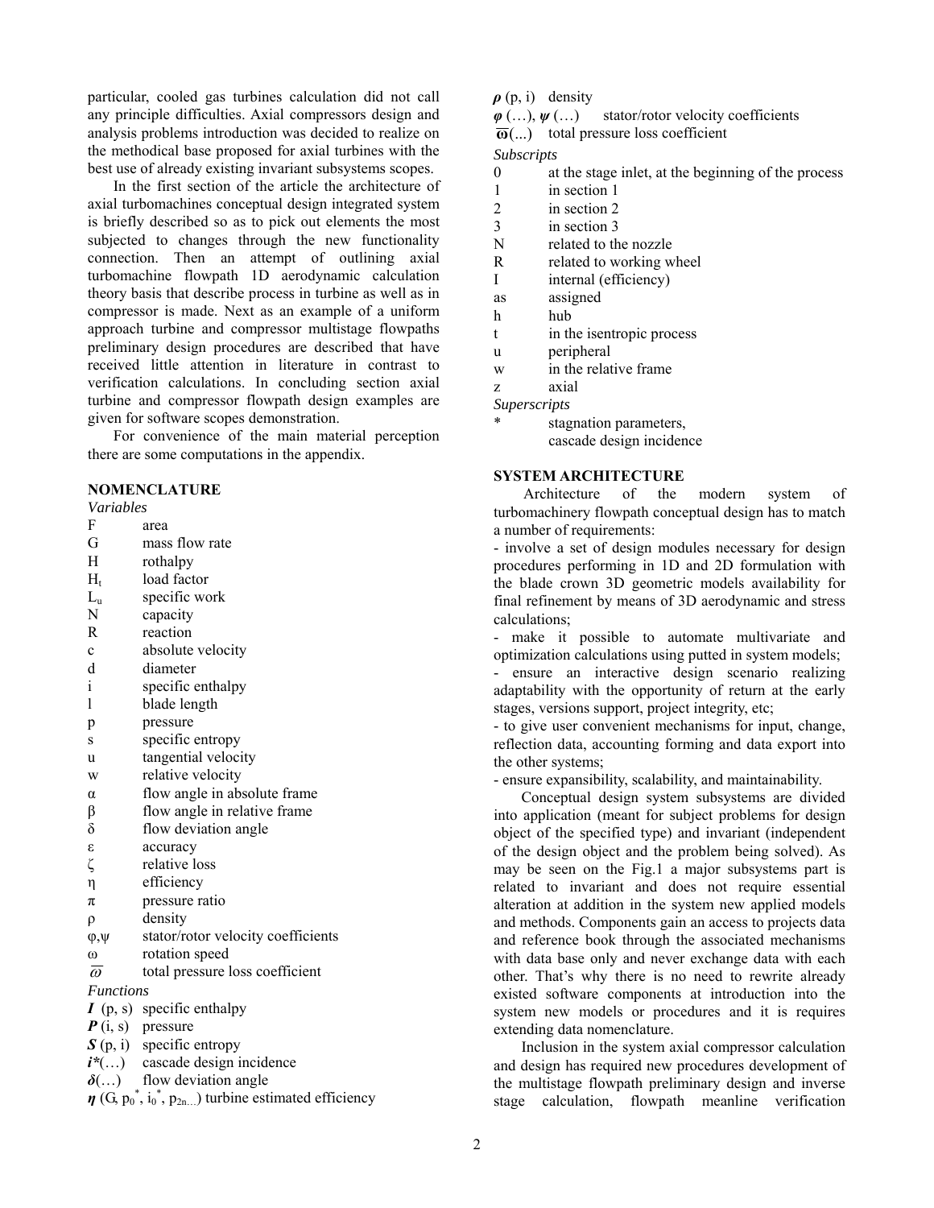particular, cooled gas turbines calculation did not call any principle difficulties. Axial compressors design and analysis problems introduction was decided to realize on the methodical base proposed for axial turbines with the best use of already existing invariant subsystems scopes.

In the first section of the article the architecture of axial turbomachines conceptual design integrated system is briefly described so as to pick out elements the most subjected to changes through the new functionality connection. Then an attempt of outlining axial turbomachine flowpath 1D aerodynamic calculation theory basis that describe process in turbine as well as in compressor is made. Next as an example of a uniform approach turbine and compressor multistage flowpaths preliminary design procedures are described that have received little attention in literature in contrast to verification calculations. In concluding section axial turbine and compressor flowpath design examples are given for software scopes demonstration.

For convenience of the main material perception there are some computations in the appendix.

## NOMENCLATURE

*Variables*

- $F$ area
- $G$ mass flow rate
- $H$ rothalpy
- $H_t$ load factor
- $L_u$ specific work
- $N$ capacity
- $R$ reaction
- $c$ absolute velocity
- $d$ diameter
- $i$ specific enthalpy
- $l$ blade length
- $p$ pressure
- $s$ specific entropy
- $u$ tangential velocity
- $w$ relative velocity
- $\alpha$ flow angle in absolute frame
- $\beta$ flow angle in relative frame
- $\delta$ flow deviation angle
- $\varepsilon$ accuracy
- $\zeta$ relative loss
- $\eta$ efficiency
- $\pi$ pressure ratio
- $\rho$ density
- $\varphi,\psi$ stator/rotor velocity coefficients
- $\omega$ rotation speed
- $\overline{\omega}$ total pressure loss coefficient

*Functions*

- $\boldsymbol{I}(p, s)$ specific enthalpy
- $\boldsymbol{P}(i, s)$ pressure
- $\boldsymbol{S}(p, i)$ specific entropy
- $\boldsymbol{i^*}(\ldots)$ cascade design incidence
- $\boldsymbol{\delta}(\ldots)$ flow deviation angle
- $\boldsymbol{\eta}(G, p_0^*, i_0^*, p_{2n\ldots})$ turbine estimated efficiency
- $\boldsymbol{\rho}(p, i)$ density
- $\boldsymbol{\varphi}(\ldots), \boldsymbol{\psi}(\ldots)$ stator/rotor velocity coefficients
- $\boldsymbol{\overline{\omega}}(\ldots)$ total pressure loss coefficient

*Subscripts*

- 0 at the stage inlet, at the beginning of the process
- 1 in section 1
- 2 in section 2
- 3 in section 3
- N related to the nozzle
- R related to working wheel
- I internal (efficiency)
- as assigned
- h hub
- t in the isentropic process
- u peripheral
- w in the relative frame
- z axial

*Superscripts*

- \* stagnation parameters, cascade design incidence

## SYSTEM ARCHITECTURE

Architecture of the modern system of turbomachinery flowpath conceptual design has to match a number of requirements:

- involve a set of design modules necessary for design procedures performing in 1D and 2D formulation with the blade crown 3D geometric models availability for final refinement by means of 3D aerodynamic and stress calculations;
- make it possible to automate multivariate and optimization calculations using putted in system models;
- ensure an interactive design scenario realizing adaptability with the opportunity of return at the early stages, versions support, project integrity, etc;
- to give user convenient mechanisms for input, change, reflection data, accounting forming and data export into the other systems;
- ensure expansibility, scalability, and maintainability.

Conceptual design system subsystems are divided into application (meant for subject problems for design object of the specified type) and invariant (independent of the design object and the problem being solved). As may be seen on the Fig.1 a major subsystems part is related to invariant and does not require essential alteration at addition in the system new applied models and methods. Components gain an access to projects data and reference book through the associated mechanisms with data base only and never exchange data with each other. That's why there is no need to rewrite already existed software components at introduction into the system new models or procedures and it is requires extending data nomenclature.

Inclusion in the system axial compressor calculation and design has required new procedures development of the multistage flowpath preliminary design and inverse stage calculation, flowpath meanline verification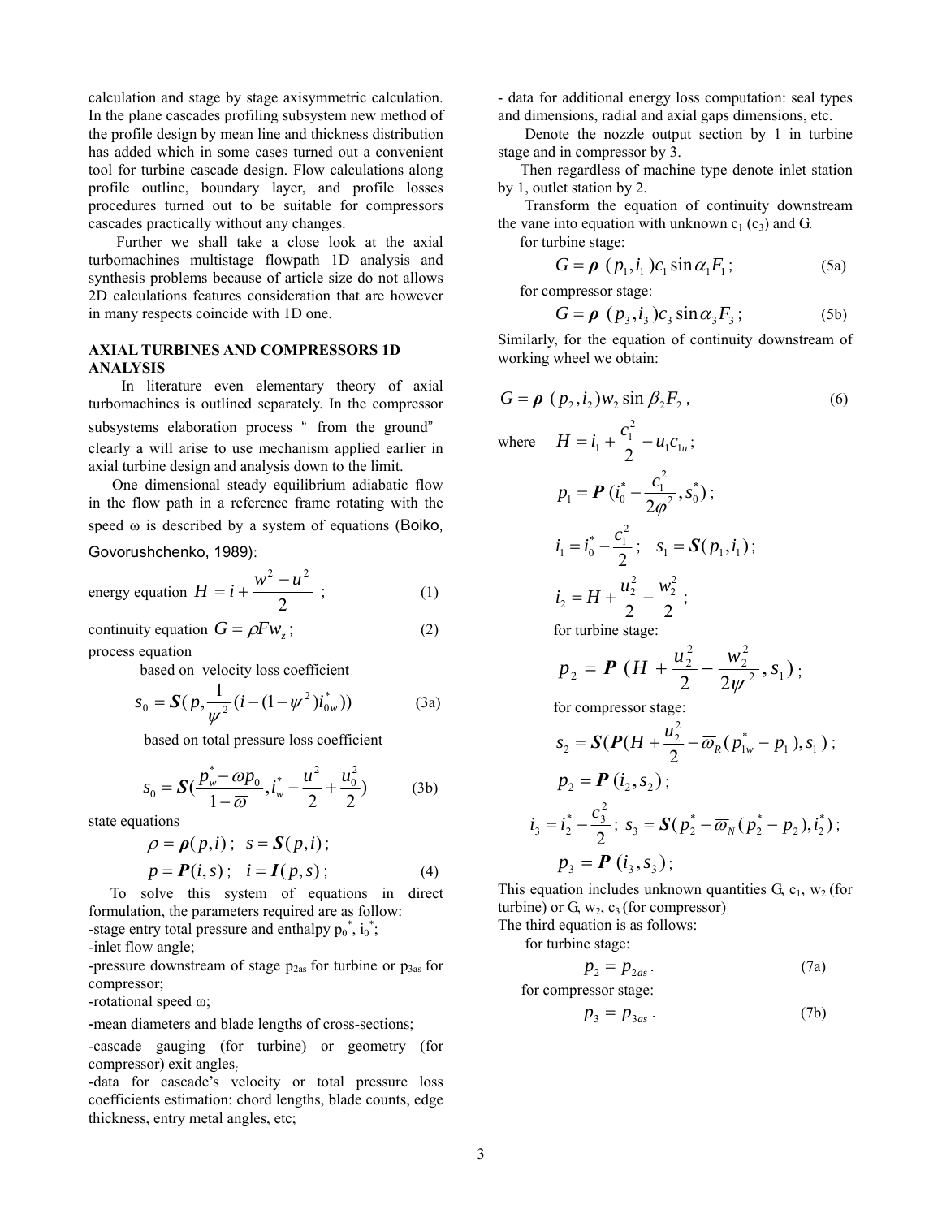calculation and stage by stage axisymmetric calculation. In the plane cascades profiling subsystem new method of the profile design by mean line and thickness distribution has added which in some cases turned out a convenient tool for turbine cascade design. Flow calculations along profile outline, boundary layer, and profile losses procedures turned out to be suitable for compressors cascades practically without any changes.

Further we shall take a close look at the axial turbomachines multistage flowpath 1D analysis and synthesis problems because of article size do not allows 2D calculations features consideration that are however in many respects coincide with 1D one.

## AXIAL TURBINES AND COMPRESSORS 1D ANALYSIS

In literature even elementary theory of axial turbomachines is outlined separately. In the compressor subsystems elaboration process " from the ground" clearly a will arise to use mechanism applied earlier in axial turbine design and analysis down to the limit.

One dimensional steady equilibrium adiabatic flow in the flow path in a reference frame rotating with the speed ω is described by a system of equations (Boiko, Govorushchenko, 1989):

energy equation $H = i + \dfrac{w^2 - u^2}{2}$ ; (1)

continuity equation $G = \rho F w_z$ ; (2)

process equation

based on velocity loss coefficient

$$s_0 = \boldsymbol{S}\left(p, \frac{1}{\psi^2}\left(i - (1-\psi^2) i_{0w}^*\right)\right) \tag{3a}$$

based on total pressure loss coefficient

$$s_0 = \boldsymbol{S}\left(\frac{p_w^* - \overline{\omega} p_0}{1 - \overline{\omega}}, i_w^* - \frac{u^2}{2} + \frac{u_0^2}{2}\right) \tag{3b}$$

state equations

$$\rho = \boldsymbol{\rho}(p,i)\,;\quad s = \boldsymbol{S}(p,i)\,;$$

$$p = \boldsymbol{P}(i,s)\,;\quad i = \boldsymbol{I}(p,s)\,; \tag{4}$$

To solve this system of equations in direct formulation, the parameters required are as follow:

- stage entry total pressure and enthalpy $p_0^*$, $i_0^*$;
- inlet flow angle;
- pressure downstream of stage $p_{2as}$ for turbine or $p_{3as}$ for compressor;
- rotational speed ω;
- mean diameters and blade lengths of cross-sections;
- cascade gauging (for turbine) or geometry (for compressor) exit angles;
- data for cascade's velocity or total pressure loss coefficients estimation: chord lengths, blade counts, edge thickness, entry metal angles, etc;
- data for additional energy loss computation: seal types and dimensions, radial and axial gaps dimensions, etc.

Denote the nozzle output section by 1 in turbine stage and in compressor by 3.

Then regardless of machine type denote inlet station by 1, outlet station by 2.

Transform the equation of continuity downstream the vane into equation with unknown $c_1$ ($c_3$) and G.

for turbine stage:

$$G = \boldsymbol{\rho}\,(p_1, i_1) c_1 \sin\alpha_1 F_1\,; \tag{5a}$$

for compressor stage:

$$G = \boldsymbol{\rho}\,(p_3, i_3) c_3 \sin\alpha_3 F_3\,; \tag{5b}$$

Similarly, for the equation of continuity downstream of working wheel we obtain:

$$G = \boldsymbol{\rho}\,(p_2, i_2) w_2 \sin\beta_2 F_2\,, \tag{6}$$

where $H = i_1 + \dfrac{c_1^2}{2} - u_1 c_{1u}$ ;

$$p_1 = \boldsymbol{P}\,(i_0^* - \frac{c_1^2}{2\varphi^2}, s_0^*)\,;$$

$$i_1 = i_0^* - \frac{c_1^2}{2}\,;\quad s_1 = \boldsymbol{S}(p_1, i_1)\,;$$

$$i_2 = H + \frac{u_2^2}{2} - \frac{w_2^2}{2}\,;$$

for turbine stage:

$$p_2 = \boldsymbol{P}\,(H + \frac{u_2^2}{2} - \frac{w_2^2}{2\psi^2}, s_1)\,;$$

for compressor stage:

$$s_2 = \boldsymbol{S}(\boldsymbol{P}(H + \frac{u_2^2}{2} - \overline{\omega}_R (p_{1w}^* - p_1), s_1)\,;$$

$$p_2 = \boldsymbol{P}\,(i_2, s_2)\,;$$

$$i_3 = i_2^* - \frac{c_3^2}{2}\,;\ s_3 = \boldsymbol{S}(p_2^* - \overline{\omega}_N (p_2^* - p_2), i_2^*)\,;$$

$$p_3 = \boldsymbol{P}\,(i_3, s_3)\,;$$

This equation includes unknown quantities G, $c_1$, $w_2$ (for turbine) or G, $w_2$, $c_3$ (for compressor).

The third equation is as follows:

for turbine stage:

$$p_2 = p_{2as}\,. \tag{7a}$$

for compressor stage:

$$p_3 = p_{3as}\,. \tag{7b}$$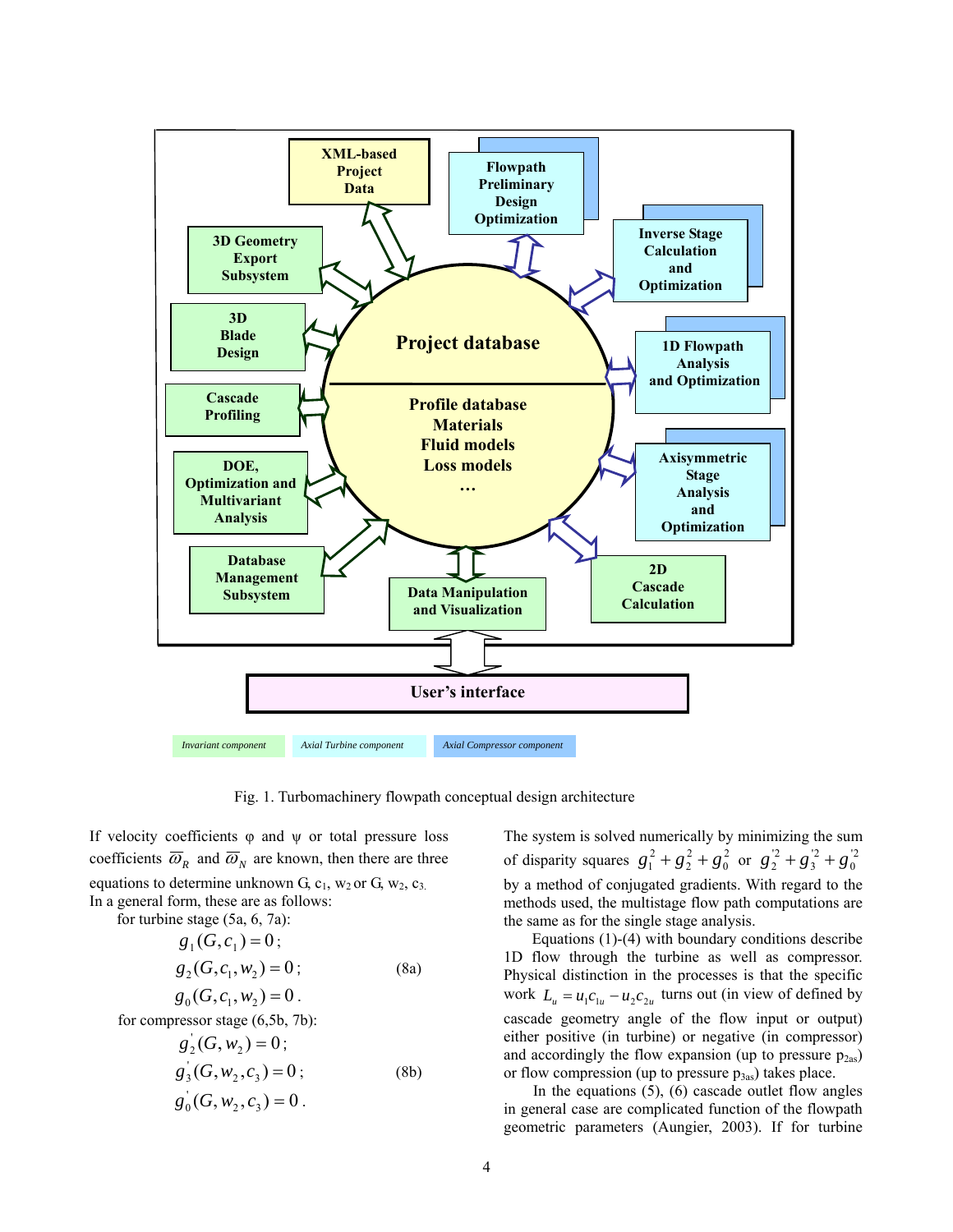Fig. 1. Turbomachinery flowpath conceptual design architecture

If velocity coefficients φ and ψ or total pressure loss coefficients $\overline{\omega}_R$ and $\overline{\omega}_N$ are known, then there are three equations to determine unknown G, $c_1$, $w_2$ or G, $w_2$, $c_3$. In a general form, these are as follows:

for turbine stage (5a, 6, 7a):

$$g_1(G, c_1) = 0;$$
$$g_2(G, c_1, w_2) = 0; \qquad (8a)$$
$$g_0(G, c_1, w_2) = 0.$$

for compressor stage (6,5b, 7b):

$$g_2^{'}(G, w_2) = 0;$$
$$g_3^{'}(G, w_2, c_3) = 0; \qquad (8b)$$
$$g_0^{'}(G, w_2, c_3) = 0.$$

The system is solved numerically by minimizing the sum of disparity squares $g_1^2 + g_2^2 + g_0^2$ or $g_2^{'2} + g_3^{'2} + g_0^{'2}$ by a method of conjugated gradients. With regard to the methods used, the multistage flow path computations are the same as for the single stage analysis.

Equations (1)-(4) with boundary conditions describe 1D flow through the turbine as well as compressor. Physical distinction in the processes is that the specific work $L_u = u_1 c_{1u} - u_2 c_{2u}$ turns out (in view of defined by cascade geometry angle of the flow input or output) either positive (in turbine) or negative (in compressor) and accordingly the flow expansion (up to pressure $p_{2as}$) or flow compression (up to pressure $p_{3as}$) takes place.

In the equations (5), (6) cascade outlet flow angles in general case are complicated function of the flowpath geometric parameters (Aungier, 2003). If for turbine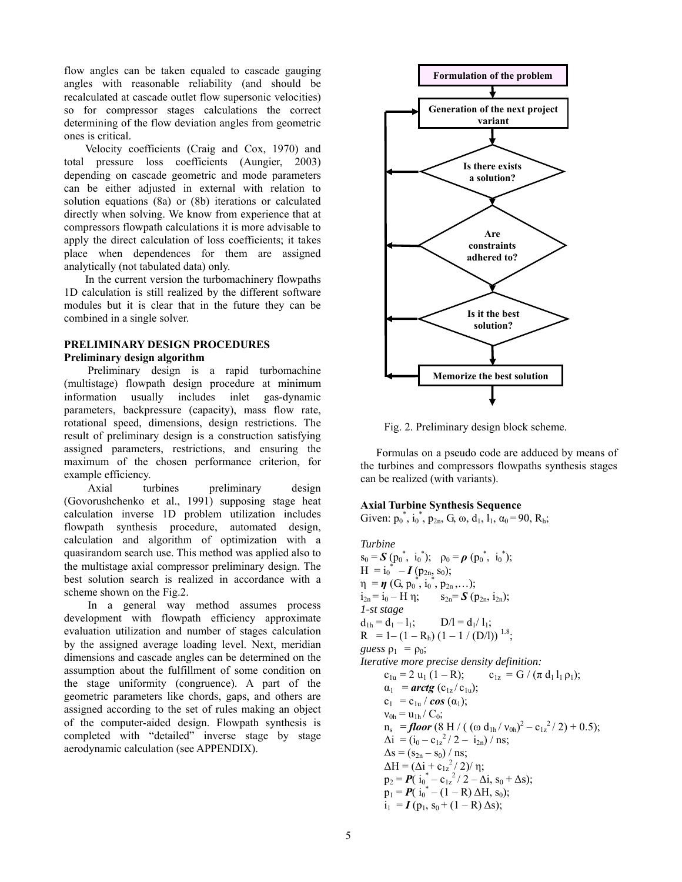flow angles can be taken equaled to cascade gauging angles with reasonable reliability (and should be recalculated at cascade outlet flow supersonic velocities) so for compressor stages calculations the correct determining of the flow deviation angles from geometric ones is critical.

Velocity coefficients (Craig and Cox, 1970) and total pressure loss coefficients (Aungier, 2003) depending on cascade geometric and mode parameters can be either adjusted in external with relation to solution equations (8a) or (8b) iterations or calculated directly when solving. We know from experience that at compressors flowpath calculations it is more advisable to apply the direct calculation of loss coefficients; it takes place when dependences for them are assigned analytically (not tabulated data) only.

In the current version the turbomachinery flowpaths 1D calculation is still realized by the different software modules but it is clear that in the future they can be combined in a single solver.

## PRELIMINARY DESIGN PROCEDURES

### Preliminary design algorithm

Preliminary design is a rapid turbomachine (multistage) flowpath design procedure at minimum information usually includes inlet gas-dynamic parameters, backpressure (capacity), mass flow rate, rotational speed, dimensions, design restrictions. The result of preliminary design is a construction satisfying assigned parameters, restrictions, and ensuring the maximum of the chosen performance criterion, for example efficiency.

Axial turbines preliminary design (Govorushchenko et al., 1991) supposing stage heat calculation inverse 1D problem utilization includes flowpath synthesis procedure, automated design, calculation and algorithm of optimization with a quasirandom search use. This method was applied also to the multistage axial compressor preliminary design. The best solution search is realized in accordance with a scheme shown on the Fig.2.

In a general way method assumes process development with flowpath efficiency approximate evaluation utilization and number of stages calculation by the assigned average loading level. Next, meridian dimensions and cascade angles can be determined on the assumption about the fulfillment of some condition on the stage uniformity (congruence). A part of the geometric parameters like chords, gaps, and others are assigned according to the set of rules making an object of the computer-aided design. Flowpath synthesis is completed with "detailed" inverse stage by stage aerodynamic calculation (see APPENDIX).

**Formulation of the problem** → **Generation of the next project variant** → **Is there exists a solution?** → **Are constraints adhered to?** → **Is it the best solution?** → **Memorize the best solution**

Fig. 2. Preliminary design block scheme.

Formulas on a pseudo code are adduced by means of the turbines and compressors flowpaths synthesis stages can be realized (with variants).

### Axial Turbine Synthesis Sequence

Given: $p_0^*$, $i_0^*$, $p_{2n}$, G, ω, $d_1$, $l_1$, $\alpha_0 = 90$, $R_h$;

*Turbine*

$s_0 = \boldsymbol{S}(p_0^*,\ i_0^*)$; $\rho_0 = \boldsymbol{\rho}(p_0^*,\ i_0^*)$;

$H = i_0^* - \boldsymbol{I}(p_{2n}, s_0)$;

$\eta = \boldsymbol{\eta}(G, p_0^*, i_0^*, p_{2n}, \ldots)$;

$i_{2n} = i_0 - H\,\eta$; $s_{2n} = \boldsymbol{S}(p_{2n}, i_{2n})$;

*1-st stage*

$d_{1h} = d_1 - l_1$; $D/l = d_1/l_1$;

$R = 1 - (1 - R_h)(1 - 1/(D/l))^{1.8}$;

*guess* $\rho_1 = \rho_0$;

*Iterative more precise density definition:*

$c_{1u} = 2\,u_1(1 - R)$; $c_{1z} = G/(\pi\, d_1\, l_1\, \rho_1)$;

$\alpha_1 = \boldsymbol{arctg}(c_{1z}/c_{1u})$;

$c_1 = c_{1u}/\boldsymbol{cos}(\alpha_1)$;

$\nu_{0h} = u_{1h}/C_0$;

$n_s = \boldsymbol{floor}(8\,H/((\omega\, d_{1h}/\nu_{0h})^2 - c_{1z}^2/2) + 0.5)$;

$\Delta i = (i_0 - c_{1z}^2/2 - i_{2n})/ns$;

$\Delta s = (s_{2n} - s_0)/ns$;

$\Delta H = (\Delta i + c_{1z}^2/2)/\eta$;

$p_2 = \boldsymbol{P}(i_0^* - c_{1z}^2/2 - \Delta i,\ s_0 + \Delta s)$;

$p_1 = \boldsymbol{P}(i_0^* - (1 - R)\,\Delta H,\ s_0)$;

$i_1 = \boldsymbol{I}(p_1,\ s_0 + (1 - R)\,\Delta s)$;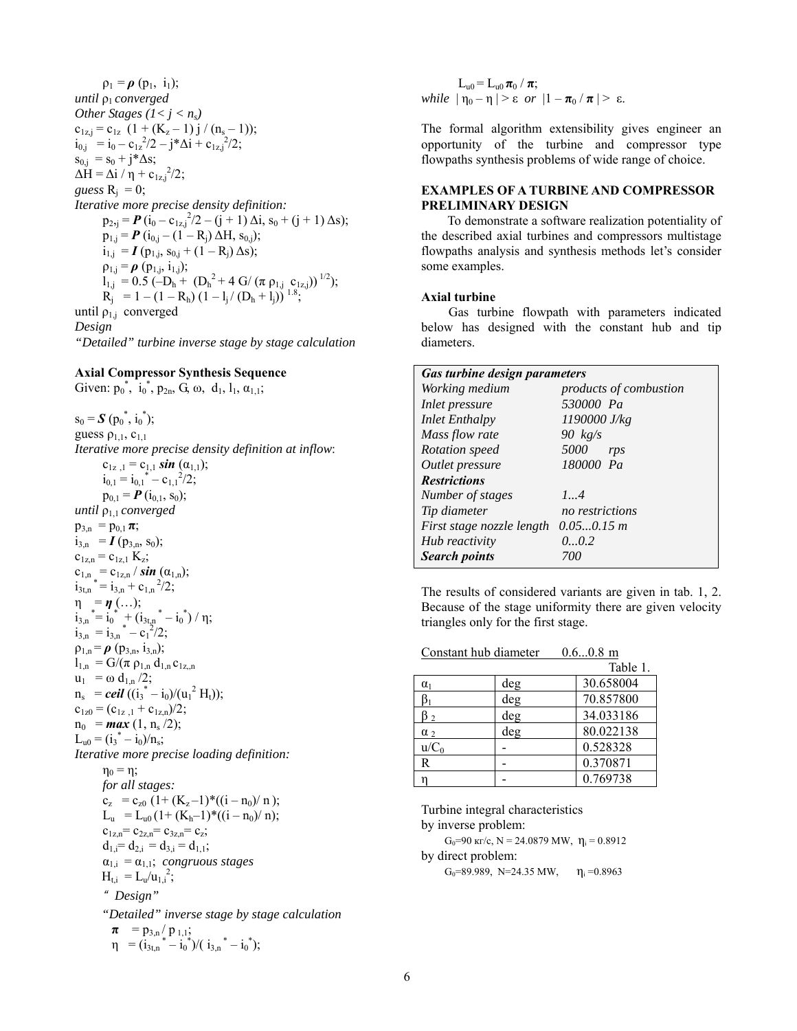$\rho_1 = \boldsymbol{\rho}\,(p_1,\ i_1)$;

*until* $\rho_1$ *converged*

*Other Stages ($1 < j < n_s$)*

$c_{1z,j} = c_{1z}\ \ (1 + (K_z - 1)\, j\, /\, (n_s - 1))$;

$i_{0,j}\ = i_0 - c_{1z}^2/2 - j*\Delta i + c_{1z,j}^2/2$;

$s_{0,j}\ = s_0 + j*\Delta s$;

$\Delta H = \Delta i\, /\, \eta + c_{1z,j}^2/2$;

*guess* $R_j\ = 0$;

*Iterative more precise density definition:*

$p_{2,j} = \boldsymbol{P}\,(i_0 - c_{1z,j}^2/2 - (j + 1)\,\Delta i,\ s_0 + (j + 1)\,\Delta s)$;

$p_{1,j} = \boldsymbol{P}\,(i_{0,j} - (1 - R_j)\,\Delta H,\ s_{0,j})$;

$i_{1,j}\ = \boldsymbol{I}\,(p_{1,j},\ s_{0,j} + (1 - R_j)\,\Delta s)$;

$\rho_{1,j} = \boldsymbol{\rho}\,(p_{1,j},\ i_{1,j})$;

$l_{1,j}\ = 0.5\,(-D_h +\ (D_h^2 + 4\ G/\,(\pi\ \rho_{1,j}\ \ c_{1z,j}))^{\ 1/2})$;

$R_j\ \ = 1 - (1 - R_h)\ (1 - l_j\, /\, (D_h + l_j))^{\ 1.8}$;

until $\rho_{1,j}$ converged

*Design*

*"Detailed" turbine inverse stage by stage calculation*

**Axial Compressor Synthesis Sequence**

Given: $p_0^*,\ i_0^*,\ p_{2n},\ G,\ \omega,\ d_1,\ l_1,\ \alpha_{1,1}$;

$s_0 = \boldsymbol{S}\,(p_0^*,\ i_0^*)$;

guess $\rho_{1,1},\ c_{1,1}$

*Iterative more precise density definition at inflow*:

$c_{1z\ ,1} = c_{1,1}\ \boldsymbol{sin}\ (\alpha_{1,1})$;

$i_{0,1} = i_{0,1}^{\ *} - c_{1,1}^{\ 2}/2$;

$p_{0,1} = \boldsymbol{P}\,(i_{0,1},\ s_0)$;

*until* $\rho_{1,1}$ *converged*

$p_{3,n}\ = p_{0,1}\,\boldsymbol{\pi}$;

$i_{3,n}\ \ = \boldsymbol{I}\,(p_{3,n},\ s_0)$;

$c_{1z,n} = c_{1z,1}\ K_z$;

$c_{1,n}\ = c_{1z,n}\, /\ \boldsymbol{sin}\ (\alpha_{1,n})$;

$i_{3t,n}^{\ \ *} = i_{3,n} + c_{1,n}^{\ \ 2}/2$;

$\eta\ \ \ = \boldsymbol{\eta}\ (\ldots)$;

$i_{3,n}^{\ \ *} = i_0^{\ *} + (i_{3t,n}^{\ \ *} - i_0^{\ *})\ /\ \eta$;

$i_{3,n}\ = i_{3,n}^{\ \ *} - c_1^{\ 2}/2$;

$\rho_{1,n} = \boldsymbol{\rho}\ (p_{3,n},\ i_{3,n})$;

$l_{1,n}\ = G/(\pi\ \rho_{1,n}\ d_{1,n}\, c_{1z,,n}$

$u_1\ \ = \omega\ d_{1,n}\ /2$;

$n_s\ \ = \boldsymbol{ceil}\ ((i_3^{\ *} - i_0)/(u_1^{\ 2}\ H_t))$;

$c_{1z0} = (c_{1z\ ,1} + c_{1z,n})/2$;

$n_0\ \ = \boldsymbol{max}\ (1,\ n_s\ /2)$;

$L_{u0} = (i_3^{\ *} - i_0)/n_s$;

*Iterative more precise loading definition:*

$\eta_0 = \eta$;

*for all stages:*

$c_z\ \ = c_{z0}\ (1 + (K_z - 1)*((i - n_0)/\ n\ )$;

$L_u\ \ = L_{u0}\,(1 + (K_h - 1)*((i - n_0)/\ n)$;

$c_{1z,n} = c_{2z,n} = c_{3z,n} = c_z$;

$d_{1,i} = d_{2,i}\ = d_{3,i} = d_{1,1}$;

$\alpha_{1,i}\ = \alpha_{1,1}$; *congruous stages*

$H_{t,i}\ = L_u/u_{1,i}^{\ 2}$;

*" Design"*

*"Detailed" inverse stage by stage calculation*

$\boldsymbol{\pi}\ \ \ = p_{3,n}\, /\ p_{\ 1,1}$;

$\eta\ \ \ = (i_{3t,n}^{\ \ *} - i_0^{\ *})/(\ i_{3,n}^{\ \ *} - i_0^{\ *})$;

$L_{u0} = L_{u0}\,\boldsymbol{\pi}_0\ /\ \boldsymbol{\pi}$;

*while* $|\ \eta_0 - \eta\ | > \varepsilon$ *or* $|1 - \boldsymbol{\pi}_0\ /\ \boldsymbol{\pi}\ | >\ \varepsilon$.

The formal algorithm extensibility gives engineer an opportunity of the turbine and compressor type flowpaths synthesis problems of wide range of choice.

## EXAMPLES OF A TURBINE AND COMPRESSOR PRELIMINARY DESIGN

To demonstrate a software realization potentiality of the described axial turbines and compressors multistage flowpaths analysis and synthesis methods let's consider some examples.

### Axial turbine

Gas turbine flowpath with parameters indicated below has designed with the constant hub and tip diameters.

| ***Gas turbine design parameters*** | |
|---|---|
| *Working medium* | *products of combustion* |
| *Inlet pressure* | *530000 Pa* |
| *Inlet Enthalpy* | *1190000 J/kg* |
| *Mass flow rate* | *90 kg/s* |
| *Rotation speed* | *5000 rps* |
| *Outlet pressure* | *180000 Pa* |
| ***Restrictions*** | |
| *Number of stages* | *1...4* |
| *Tip diameter* | *no restrictions* |
| *First stage nozzle length* | *0.05...0.15 m* |
| *Hub reactivity* | *0...0.2* |
| ***Search points*** | *700* |

The results of considered variants are given in tab. 1, 2. Because of the stage uniformity there are given velocity triangles only for the first stage.

Constant hub diameter 0.6...0.8 m

Table 1.

| | | |
|---|---|---|
| $\alpha_1$ | deg | 30.658004 |
| $\beta_1$ | deg | 70.857800 |
| $\beta_2$ | deg | 34.033186 |
| $\alpha_2$ | deg | 80.022138 |
| $u/C_0$ | - | 0.528328 |
| R | - | 0.370871 |
| $\eta$ | - | 0.769738 |

Turbine integral characteristics

by inverse problem:

$G_0$=90 кг/с, N = 24.0879 MW, $\eta_i$ = 0.8912

by direct problem:

$G_0$=89.989, N=24.35 MW, $\eta_i$ =0.8963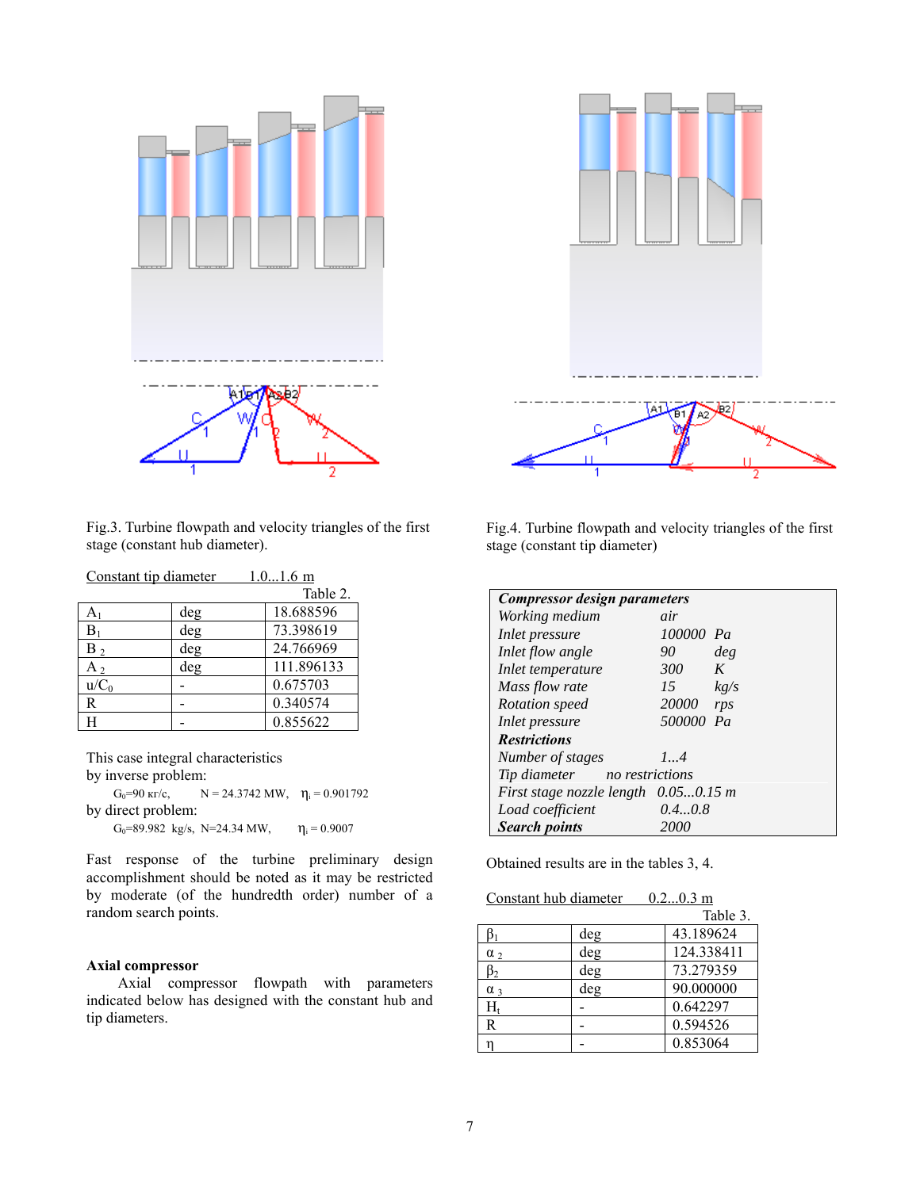Fig.3. Turbine flowpath and velocity triangles of the first stage (constant hub diameter).

Constant tip diameter 1.0...1.6 m

Table 2.

| | | |
|---|---|---|
| $A_1$ | deg | 18.688596 |
| $B_1$ | deg | 73.398619 |
| $B_2$ | deg | 24.766969 |
| $A_2$ | deg | 111.896133 |
| $u/C_0$ | - | 0.675703 |
| R | - | 0.340574 |
| H | - | 0.855622 |

This case integral characteristics
by inverse problem:

$G_0$=90 кг/с, N = 24.3742 MW, $\eta_i$ = 0.901792

by direct problem:

$G_0$=89.982 kg/s, N=24.34 MW, $\eta_i$ = 0.9007

Fast response of the turbine preliminary design accomplishment should be noted as it may be restricted by moderate (of the hundredth order) number of a random search points.

**Axial compressor**

Axial compressor flowpath with parameters indicated below has designed with the constant hub and tip diameters.

Fig.4. Turbine flowpath and velocity triangles of the first stage (constant tip diameter)

| ***Compressor design parameters*** | | |
|---|---|---|
| *Working medium* | *air* | |
| *Inlet pressure* | *100000* | *Pa* |
| *Inlet flow angle* | *90* | *deg* |
| *Inlet temperature* | *300* | *K* |
| *Mass flow rate* | *15* | *kg/s* |
| *Rotation speed* | *20000* | *rps* |
| *Inlet pressure* | *500000* | *Pa* |
| ***Restrictions*** | | |
| *Number of stages* | *1...4* | |
| *Tip diameter* | *no restrictions* | |
| *First stage nozzle length* | *0.05...0.15 m* | |
| *Load coefficient* | *0.4...0.8* | |
| ***Search points*** | *2000* | |

Obtained results are in the tables 3, 4.

Constant hub diameter 0.2...0.3 m

Table 3.

| | | |
|---|---|---|
| $\beta_1$ | deg | 43.189624 |
| $\alpha_2$ | deg | 124.338411 |
| $\beta_2$ | deg | 73.279359 |
| $\alpha_3$ | deg | 90.000000 |
| $H_t$ | - | 0.642297 |
| R | - | 0.594526 |
| $\eta$ | - | 0.853064 |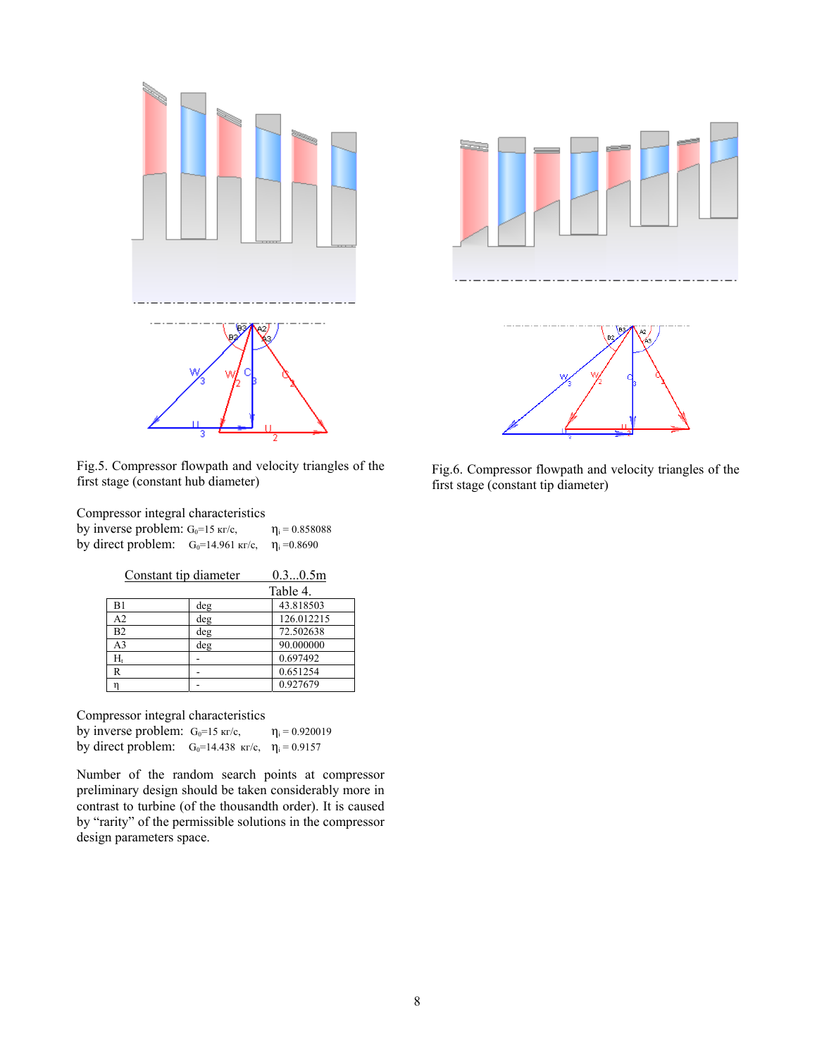Fig.5. Compressor flowpath and velocity triangles of the first stage (constant hub diameter)

Fig.6. Compressor flowpath and velocity triangles of the first stage (constant tip diameter)

Compressor integral characteristics
by inverse problem: $G_0$=15 кг/с, $\eta_i$ = 0.858088
by direct problem: $G_0$=14.961 кг/с, $\eta_i$ =0.8690

Constant tip diameter 0.3...0.5m

Table 4.

| | | |
|---|---|---|
| B1 | deg | 43.818503 |
| A2 | deg | 126.012215 |
| B2 | deg | 72.502638 |
| A3 | deg | 90.000000 |
| $H_t$ | - | 0.697492 |
| R | - | 0.651254 |
| η | - | 0.927679 |

Compressor integral characteristics
by inverse problem: $G_0$=15 кг/с, $\eta_i$ = 0.920019
by direct problem: $G_0$=14.438 кг/с, $\eta_i$ = 0.9157

Number of the random search points at compressor preliminary design should be taken considerably more in contrast to turbine (of the thousandth order). It is caused by "rarity" of the permissible solutions in the compressor design parameters space.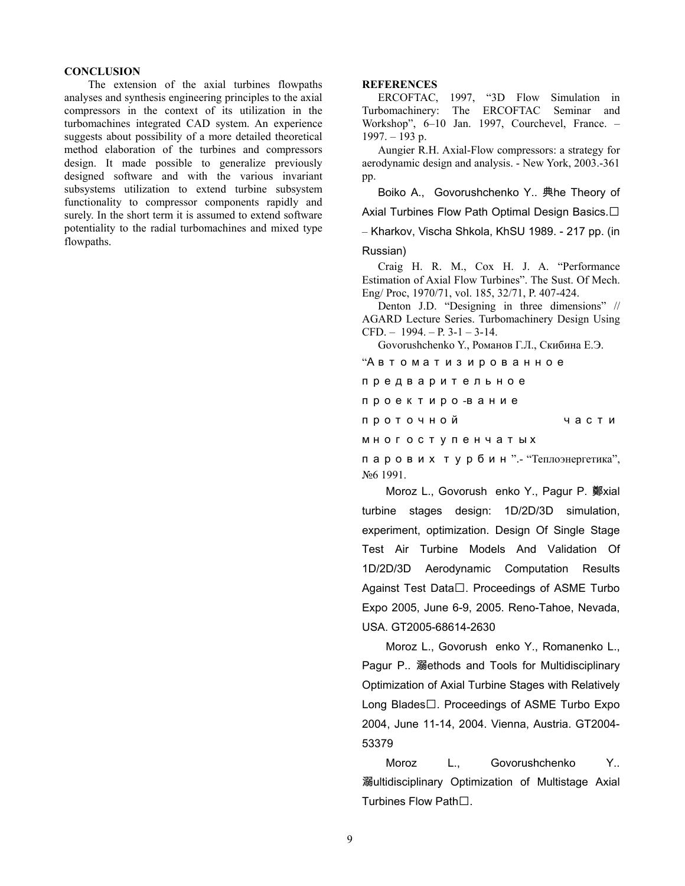## CONCLUSION

The extension of the axial turbines flowpaths analyses and synthesis engineering principles to the axial compressors in the context of its utilization in the turbomachines integrated CAD system. An experience suggests about possibility of a more detailed theoretical method elaboration of the turbines and compressors design. It made possible to generalize previously designed software and with the various invariant subsystems utilization to extend turbine subsystem functionality to compressor components rapidly and surely. In the short term it is assumed to extend software potentiality to the radial turbomachines and mixed type flowpaths.

## REFERENCES

ERCOFTAC, 1997, "3D Flow Simulation in Turbomachinery: The ERCOFTAC Seminar and Workshop", 6–10 Jan. 1997, Courchevel, France. – 1997. – 193 p.

Aungier R.H. Axial-Flow compressors: a strategy for aerodynamic design and analysis. - New York, 2003.-361 pp.

Boiko A., Govorushchenko Y.. 典he Theory of Axial Turbines Flow Path Optimal Design Basics.□ – Kharkov, Vischa Shkola, KhSU 1989. - 217 pp. (in Russian)

Craig H. R. M., Cox H. J. A. "Performance Estimation of Axial Flow Turbines". The Sust. Of Mech. Eng/ Proc, 1970/71, vol. 185, 32/71, P. 407-424.

Denton J.D. "Designing in three dimensions" // AGARD Lecture Series. Turbomachinery Design Using CFD. – 1994. – P. 3-1 – 3-14.

Govorushchenko Y., Романов Г.Л., Скибина Е.Э. "Автоматизированное предварительное проектиро-вание проточной части многоступенчатых паровых турбин".- "Теплоэнергетика", №6 1991.

Moroz L., Govorush enko Y., Pagur P. 鄭xial turbine stages design: 1D/2D/3D simulation, experiment, optimization. Design Of Single Stage Test Air Turbine Models And Validation Of 1D/2D/3D Aerodynamic Computation Results Against Test Data□. Proceedings of ASME Turbo Expo 2005, June 6-9, 2005. Reno-Tahoe, Nevada, USA. GT2005-68614-2630

Moroz L., Govorush enko Y., Romanenko L., Pagur P.. 溺ethods and Tools for Multidisciplinary Optimization of Axial Turbine Stages with Relatively Long Blades□. Proceedings of ASME Turbo Expo 2004, June 11-14, 2004. Vienna, Austria. GT2004-53379

Moroz L., Govorushchenko Y.. 溺ultidisciplinary Optimization of Multistage Axial Turbines Flow Path□.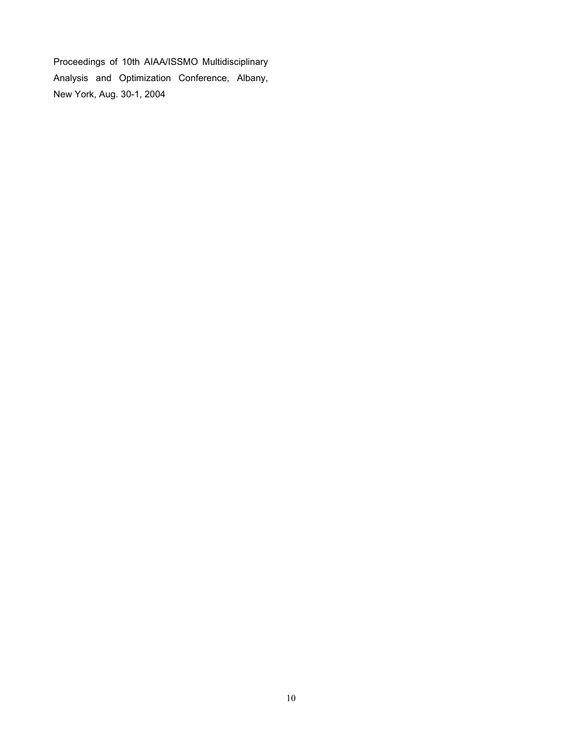Proceedings of 10th AIAA/ISSMO Multidisciplinary Analysis and Optimization Conference, Albany, New York, Aug. 30-1, 2004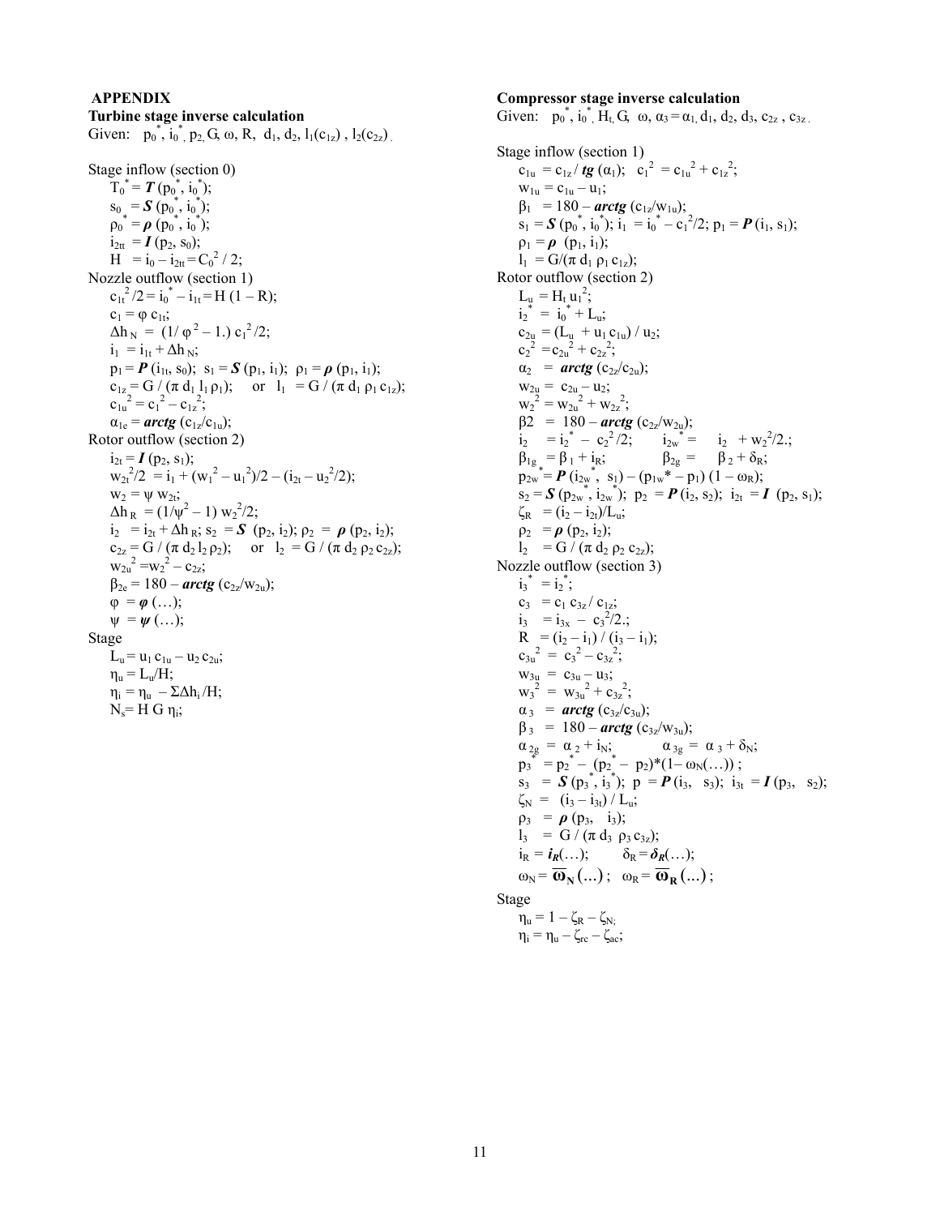## APPENDIX

### Turbine stage inverse calculation

Given: $p_0^*$, $i_0^*$, $p_2$, G, ω, R, $d_1$, $d_2$, $l_1(c_{1z})$, $l_2(c_{2z})$.

Stage inflow (section 0)

$T_0^* = \boldsymbol{T}(p_0^*, i_0^*)$;
$s_0 = \boldsymbol{S}(p_0^*, i_0^*)$;
$\rho_0^* = \boldsymbol{\rho}(p_0^*, i_0^*)$;
$i_{2tt} = \boldsymbol{I}(p_2, s_0)$;
$H = i_0 - i_{2tt} = C_0^2/2$;

Nozzle outflow (section 1)

$c_{1t}^2/2 = i_0^* - i_{1t} = H(1 - R)$;
$c_1 = \varphi\, c_{1t}$;
$\Delta h_N = (1/\varphi^2 - 1.)\, c_1^2/2$;
$i_1 = i_{1t} + \Delta h_N$;
$p_1 = \boldsymbol{P}(i_{1t}, s_0)$; $s_1 = \boldsymbol{S}(p_1, i_1)$; $\rho_1 = \boldsymbol{\rho}(p_1, i_1)$;
$c_{1z} = G/(\pi\, d_1\, l_1\, \rho_1)$; or $l_1 = G/(\pi\, d_1\, \rho_1\, c_{1z})$;
$c_{1u}^2 = c_1^2 - c_{1z}^2$;
$\alpha_{1e} = \boldsymbol{arctg}(c_{1z}/c_{1u})$;

Rotor outflow (section 2)

$i_{2t} = \boldsymbol{I}(p_2, s_1)$;
$w_{2t}^2/2 = i_1 + (w_1^2 - u_1^2)/2 - (i_{2t} - u_2^2/2)$;
$w_2 = \psi\, w_{2t}$;
$\Delta h_R = (1/\psi^2 - 1)\, w_2^2/2$;
$i_2 = i_{2t} + \Delta h_R$; $s_2 = \boldsymbol{S}(p_2, i_2)$; $\rho_2 = \boldsymbol{\rho}(p_2, i_2)$;
$c_{2z} = G/(\pi\, d_2\, l_2\, \rho_2)$; or $l_2 = G/(\pi\, d_2\, \rho_2\, c_{2z})$;
$w_{2u}^2 = w_2^2 - c_{2z}$;
$\beta_{2e} = 180 - \boldsymbol{arctg}(c_{2z}/w_{2u})$;
$\varphi = \boldsymbol{\varphi}(\ldots)$;
$\psi = \boldsymbol{\psi}(\ldots)$;

Stage

$L_u = u_1\, c_{1u} - u_2\, c_{2u}$;
$\eta_u = L_u/H$;
$\eta_i = \eta_u - \Sigma\Delta h_i/H$;
$N_s = H\, G\, \eta_i$;

### Compressor stage inverse calculation

Given: $p_0^*$, $i_0^*$, $H_t$, G, ω, $\alpha_3 = \alpha_1$, $d_1$, $d_2$, $d_3$, $c_{2z}$, $c_{3z}$.

Stage inflow (section 1)

$c_{1u} = c_{1z}/\boldsymbol{tg}(\alpha_1)$; $c_1^2 = c_{1u}^2 + c_{1z}^2$;
$w_{1u} = c_{1u} - u_1$;
$\beta_1 = 180 - \boldsymbol{arctg}(c_{1z}/w_{1u})$;
$s_1 = \boldsymbol{S}(p_0^*, i_0^*)$; $i_1 = i_0^* - c_1^2/2$; $p_1 = \boldsymbol{P}(i_1, s_1)$;
$\rho_1 = \boldsymbol{\rho}(p_1, i_1)$;
$l_1 = G/(\pi\, d_1\, \rho_1\, c_{1z})$;

Rotor outflow (section 2)

$L_u = H_t\, u_1^2$;
$i_2^* = i_0^* + L_u$;
$c_{2u} = (L_u + u_1\, c_{1u})/u_2$;
$c_2^2 = c_{2u}^2 + c_{2z}^2$;
$\alpha_2 = \boldsymbol{arctg}(c_{2z}/c_{2u})$;
$w_{2u} = c_{2u} - u_2$;
$w_2^2 = w_{2u}^2 + w_{2z}^2$;
$\beta 2 = 180 - \boldsymbol{arctg}(c_{2z}/w_{2u})$;
$i_2 = i_2^* - c_2^2/2$; $i_{2w}^* = i_2 + w_2^2/2.$;
$\beta_{1g} = \beta_1 + i_R$; $\beta_{2g} = \beta_2 + \delta_R$;
$p_{2w}^* = \boldsymbol{P}(i_{2w}^*, s_1) - (p_{1w}^* - p_1)(1 - \omega_R)$;
$s_2 = \boldsymbol{S}(p_{2w}^*, i_{2w}^*)$; $p_2 = \boldsymbol{P}(i_2, s_2)$; $i_{2t} = \boldsymbol{I}(p_2, s_1)$;
$\zeta_R = (i_2 - i_{2t})/L_u$;
$\rho_2 = \boldsymbol{\rho}(p_2, i_2)$;
$l_2 = G/(\pi\, d_2\, \rho_2\, c_{2z})$;

Nozzle outflow (section 3)

$i_3^* = i_2^*$;
$c_3 = c_1\, c_{3z}/c_{1z}$;
$i_3 = i_{3x} - c_3^2/2.$;
$R = (i_2 - i_1)/(i_3 - i_1)$;
$c_{3u}^2 = c_3^2 - c_{3z}^2$;
$w_{3u} = c_{3u} - u_3$;
$w_3^2 = w_{3u}^2 + c_{3z}^2$;
$\alpha_3 = \boldsymbol{arctg}(c_{3z}/c_{3u})$;
$\beta_3 = 180 - \boldsymbol{arctg}(c_{3z}/w_{3u})$;
$\alpha_{2g} = \alpha_2 + i_N$; $\alpha_{3g} = \alpha_3 + \delta_N$;
$p_3^* = p_2^* - (p_2^* - p_2)*(1 - \omega_N(\ldots))$;
$s_3 = \boldsymbol{S}(p_3^*, i_3^*)$; $p = \boldsymbol{P}(i_3, s_3)$; $i_{3t} = \boldsymbol{I}(p_3, s_2)$;
$\zeta_N = (i_3 - i_{3t})/L_u$;
$\rho_3 = \boldsymbol{\rho}(p_3, i_3)$;
$l_3 = G/(\pi\, d_3\, \rho_3\, c_{3z})$;
$i_R = \boldsymbol{i_R}(\ldots)$; $\delta_R = \boldsymbol{\delta_R}(\ldots)$;
$\omega_N = \overline{\boldsymbol{\omega}}_{\boldsymbol{N}}(\ldots)$; $\omega_R = \overline{\boldsymbol{\omega}}_{\boldsymbol{R}}(\ldots)$;

Stage

$\eta_u = 1 - \zeta_R - \zeta_N$;
$\eta_i = \eta_u - \zeta_{rc} - \zeta_{ac}$;